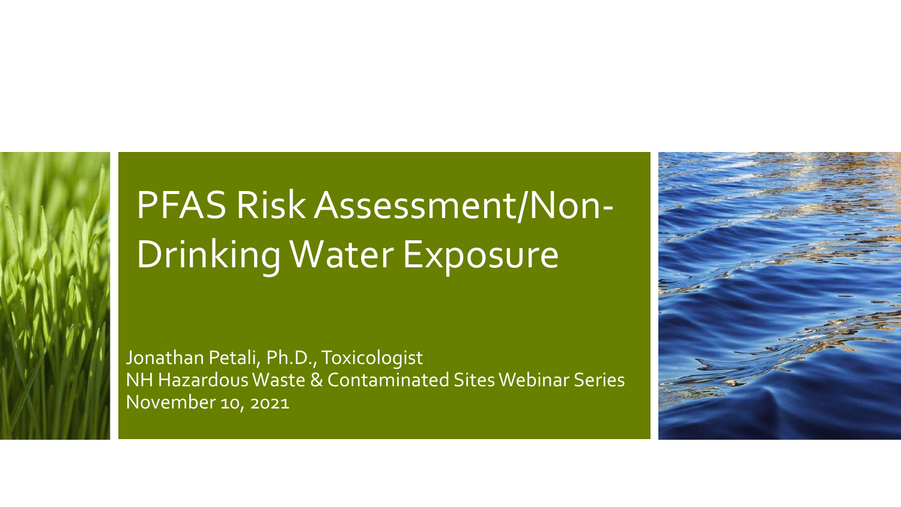# PFAS Risk Assessment/Non-Drinking Water Exposure

Jonathan Petali, Ph.D., Toxicologist
NH Hazardous Waste & Contaminated Sites Webinar Series
November 10, 2021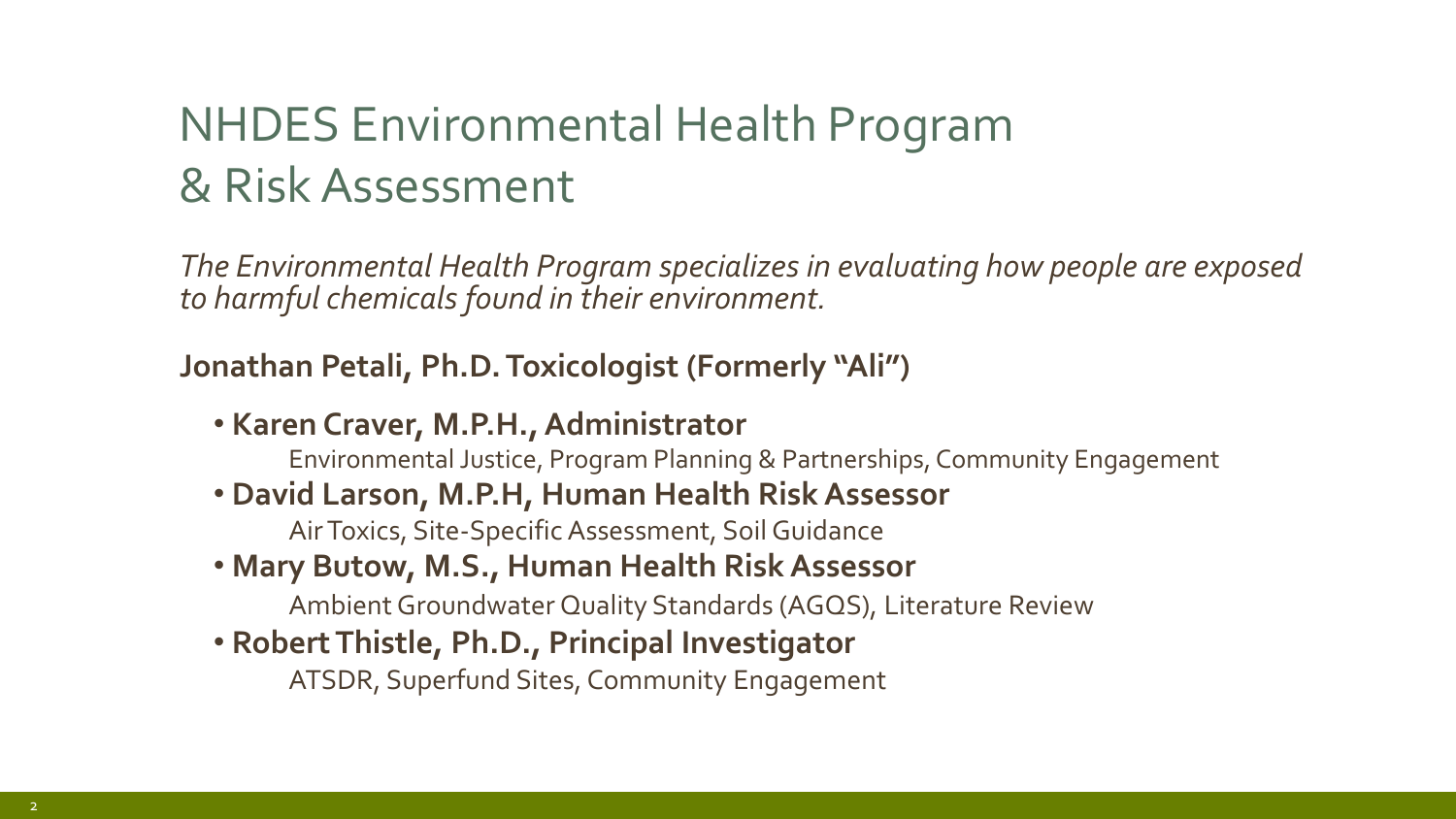# NHDES Environmental Health Program & Risk Assessment

*The Environmental Health Program specializes in evaluating how people are exposed to harmful chemicals found in their environment.*

**Jonathan Petali, Ph.D. Toxicologist (Formerly "Ali")**

- **Karen Craver, M.P.H., Administrator**
  Environmental Justice, Program Planning & Partnerships, Community Engagement
- **David Larson, M.P.H, Human Health Risk Assessor**
  Air Toxics, Site-Specific Assessment, Soil Guidance
- **Mary Butow, M.S., Human Health Risk Assessor**
  Ambient Groundwater Quality Standards (AGQS), Literature Review
- **Robert Thistle, Ph.D., Principal Investigator**
  ATSDR, Superfund Sites, Community Engagement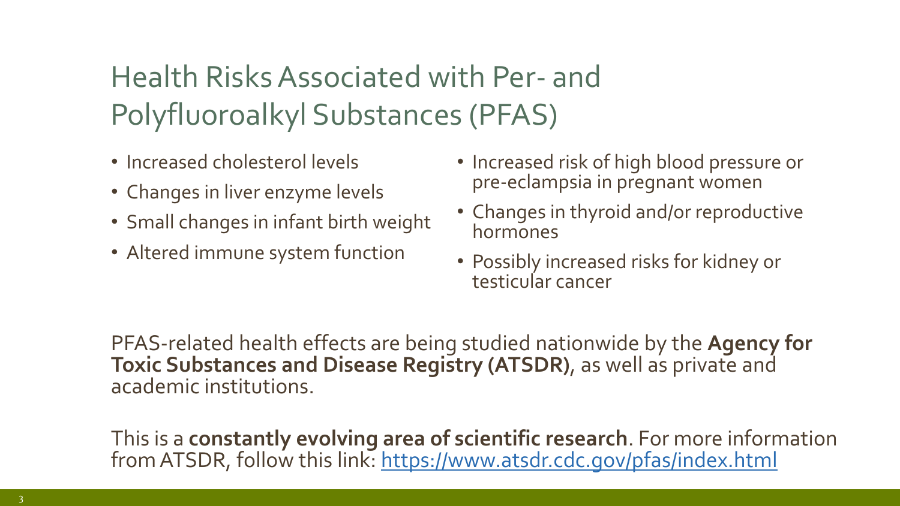# Health Risks Associated with Per- and Polyfluoroalkyl Substances (PFAS)

- Increased cholesterol levels
- Changes in liver enzyme levels
- Small changes in infant birth weight
- Altered immune system function
- Increased risk of high blood pressure or pre-eclampsia in pregnant women
- Changes in thyroid and/or reproductive hormones
- Possibly increased risks for kidney or testicular cancer

PFAS-related health effects are being studied nationwide by the **Agency for Toxic Substances and Disease Registry (ATSDR)**, as well as private and academic institutions.

This is a **constantly evolving area of scientific research**. For more information from ATSDR, follow this link: [https://www.atsdr.cdc.gov/pfas/index.html](https://www.atsdr.cdc.gov/pfas/index.html)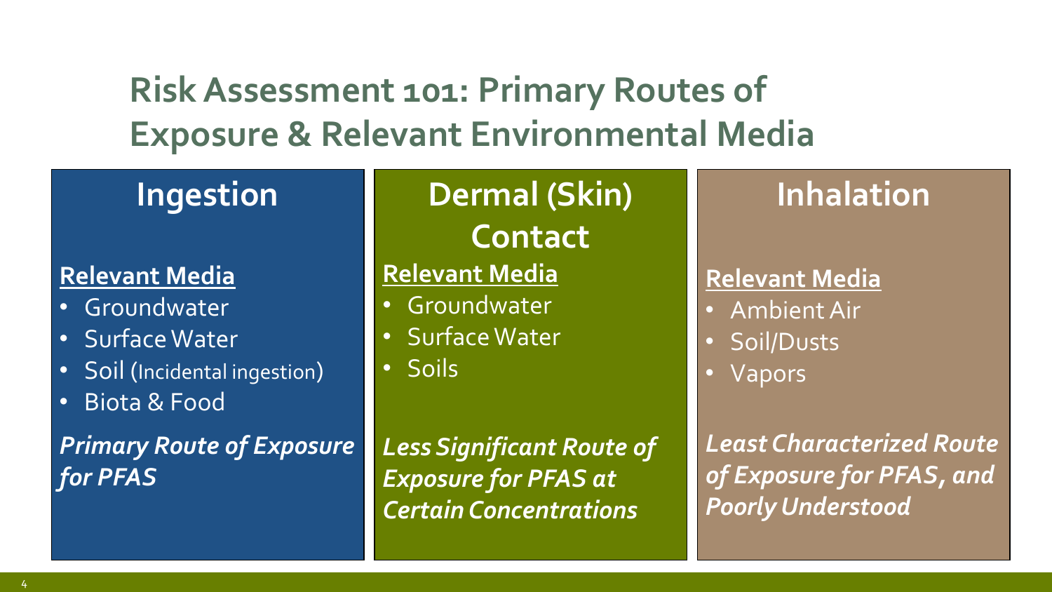# Risk Assessment 101: Primary Routes of Exposure & Relevant Environmental Media

## Ingestion

**Relevant Media**

- Groundwater
- Surface Water
- Soil (Incidental ingestion)
- Biota & Food

***Primary Route of Exposure for PFAS***

## Dermal (Skin) Contact

**Relevant Media**

- Groundwater
- Surface Water
- Soils

***Less Significant Route of Exposure for PFAS at Certain Concentrations***

## Inhalation

**Relevant Media**

- Ambient Air
- Soil/Dusts
- Vapors

***Least Characterized Route of Exposure for PFAS, and Poorly Understood***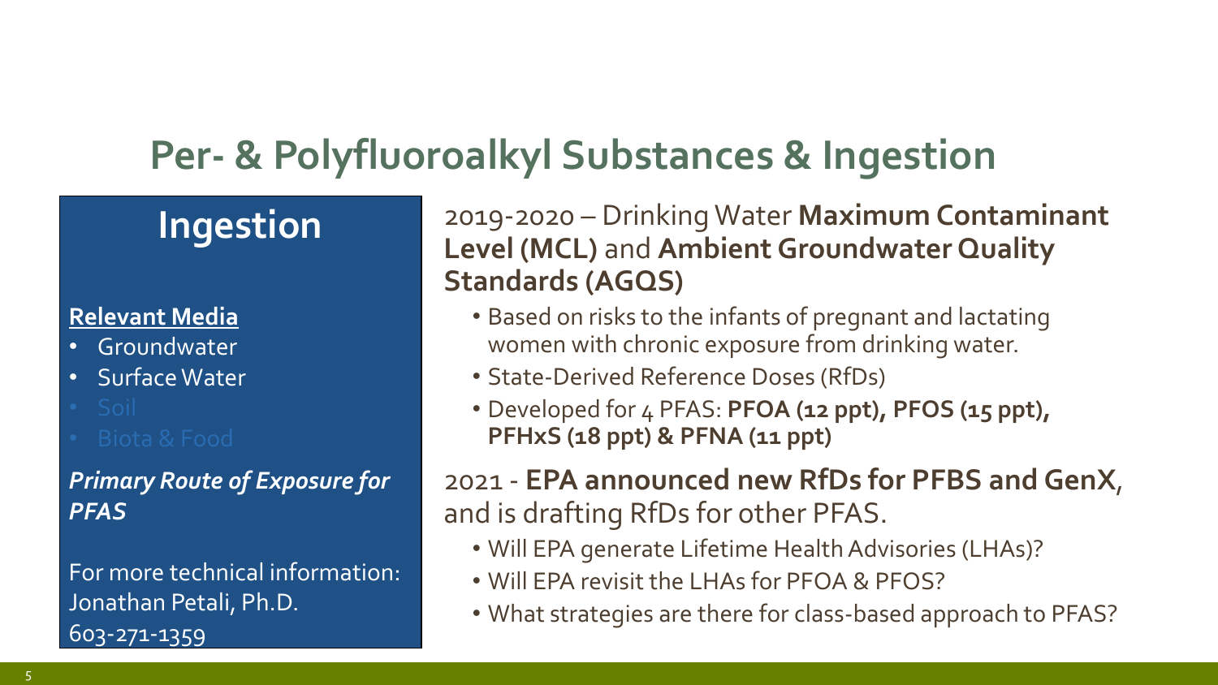# Per- & Polyfluoroalkyl Substances & Ingestion

## Ingestion

**Relevant Media**

- Groundwater
- Surface Water
- Soil
- Biota & Food

***Primary Route of Exposure for PFAS***

For more technical information:
Jonathan Petali, Ph.D.
603-271-1359

2019-2020 – Drinking Water **Maximum Contaminant Level (MCL)** and **Ambient Groundwater Quality Standards (AGQS)**

- Based on risks to the infants of pregnant and lactating women with chronic exposure from drinking water.
- State-Derived Reference Doses (RfDs)
- Developed for 4 PFAS: **PFOA (12 ppt), PFOS (15 ppt), PFHxS (18 ppt) & PFNA (11 ppt)**

2021 - **EPA announced new RfDs for PFBS and GenX**, and is drafting RfDs for other PFAS.

- Will EPA generate Lifetime Health Advisories (LHAs)?
- Will EPA revisit the LHAs for PFOA & PFOS?
- What strategies are there for class-based approach to PFAS?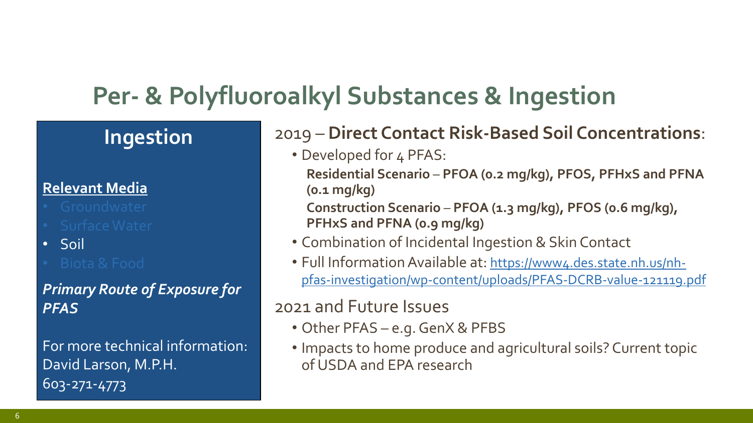# Per- & Polyfluoroalkyl Substances & Ingestion

## Ingestion

**Relevant Media**

- Groundwater
- Surface Water
- Soil
- Biota & Food

***Primary Route of Exposure for PFAS***

For more technical information:
David Larson, M.P.H.
603-271-4773

2019 – **Direct Contact Risk-Based Soil Concentrations**:

- Developed for 4 PFAS:

  **Residential Scenario – PFOA (0.2 mg/kg), PFOS, PFHxS and PFNA (0.1 mg/kg)**

  **Construction Scenario – PFOA (1.3 mg/kg), PFOS (0.6 mg/kg), PFHxS and PFNA (0.9 mg/kg)**

- Combination of Incidental Ingestion & Skin Contact
- Full Information Available at: https://www4.des.state.nh.us/nh-pfas-investigation/wp-content/uploads/PFAS-DCRB-value-121119.pdf

2021 and Future Issues

- Other PFAS – e.g. GenX & PFBS
- Impacts to home produce and agricultural soils? Current topic of USDA and EPA research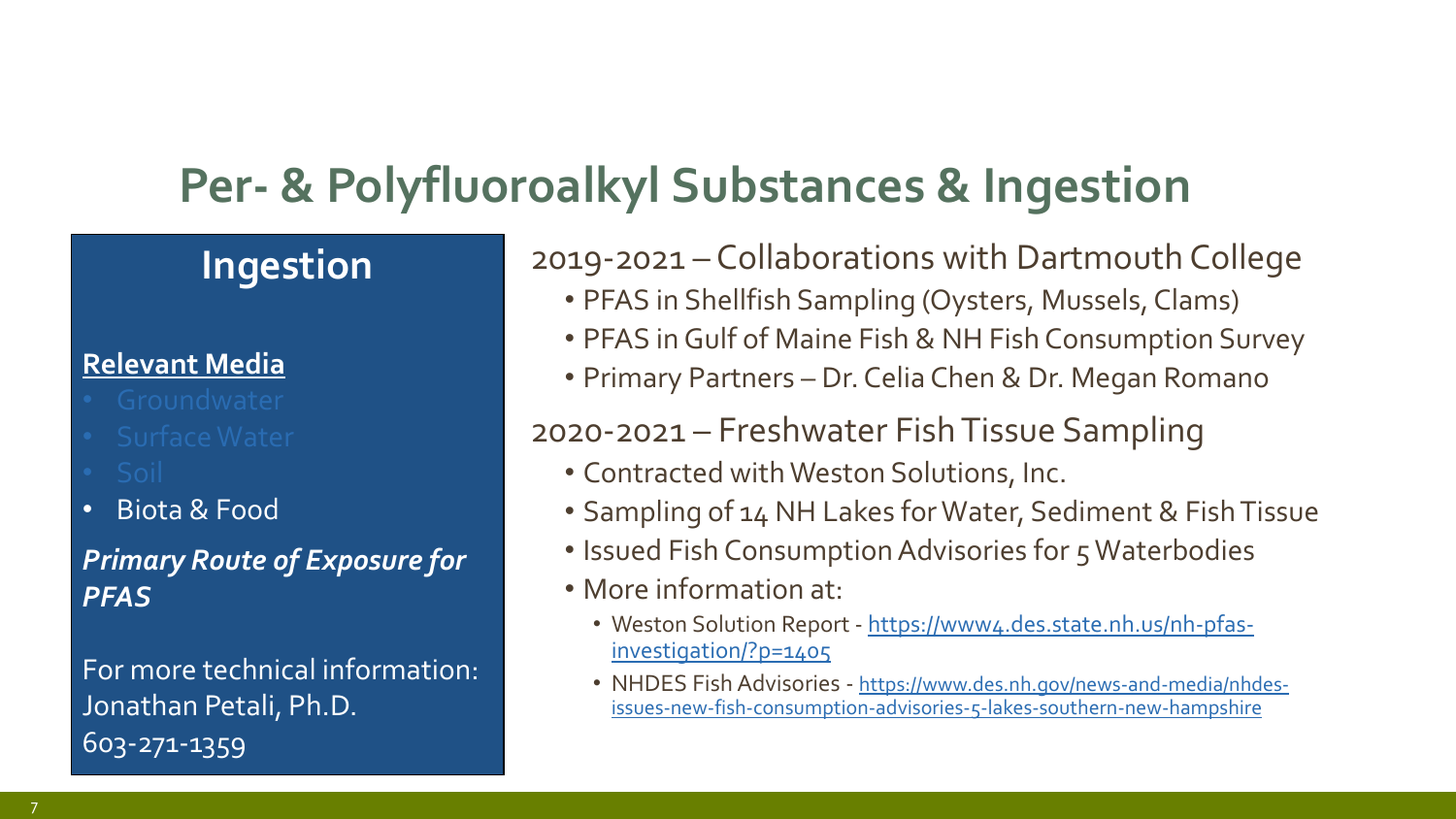# Per- & Polyfluoroalkyl Substances & Ingestion

## Ingestion

**Relevant Media**

- Groundwater
- Surface Water
- Soil
- Biota & Food

***Primary Route of Exposure for PFAS***

For more technical information:
Jonathan Petali, Ph.D.
603-271-1359

2019-2021 – Collaborations with Dartmouth College

- PFAS in Shellfish Sampling (Oysters, Mussels, Clams)
- PFAS in Gulf of Maine Fish & NH Fish Consumption Survey
- Primary Partners – Dr. Celia Chen & Dr. Megan Romano

2020-2021 – Freshwater Fish Tissue Sampling

- Contracted with Weston Solutions, Inc.
- Sampling of 14 NH Lakes for Water, Sediment & Fish Tissue
- Issued Fish Consumption Advisories for 5 Waterbodies
- More information at:
  - Weston Solution Report - https://www4.des.state.nh.us/nh-pfas-investigation/?p=1405
  - NHDES Fish Advisories - https://www.des.nh.gov/news-and-media/nhdes-issues-new-fish-consumption-advisories-5-lakes-southern-new-hampshire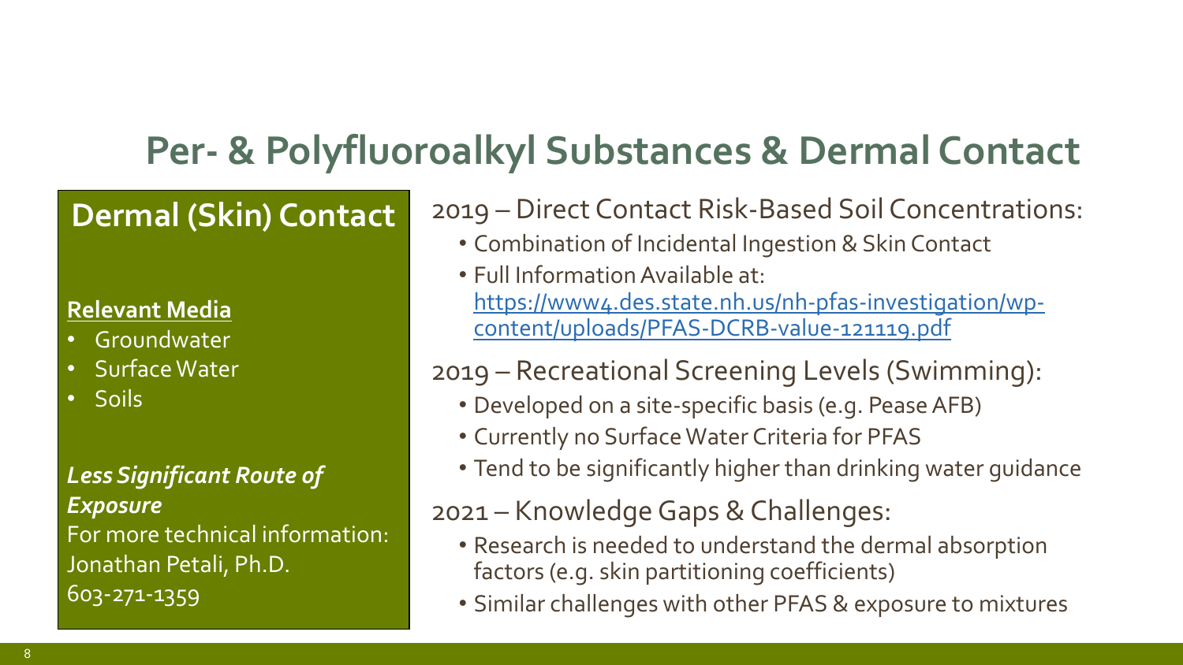# Per- & Polyfluoroalkyl Substances & Dermal Contact

## Dermal (Skin) Contact

**Relevant Media**

- Groundwater
- Surface Water
- Soils

***Less Significant Route of Exposure***

For more technical information:
Jonathan Petali, Ph.D.
603-271-1359

2019 – Direct Contact Risk-Based Soil Concentrations:

- Combination of Incidental Ingestion & Skin Contact
- Full Information Available at: https://www4.des.state.nh.us/nh-pfas-investigation/wp-content/uploads/PFAS-DCRB-value-121119.pdf

2019 – Recreational Screening Levels (Swimming):

- Developed on a site-specific basis (e.g. Pease AFB)
- Currently no Surface Water Criteria for PFAS
- Tend to be significantly higher than drinking water guidance

2021 – Knowledge Gaps & Challenges:

- Research is needed to understand the dermal absorption factors (e.g. skin partitioning coefficients)
- Similar challenges with other PFAS & exposure to mixtures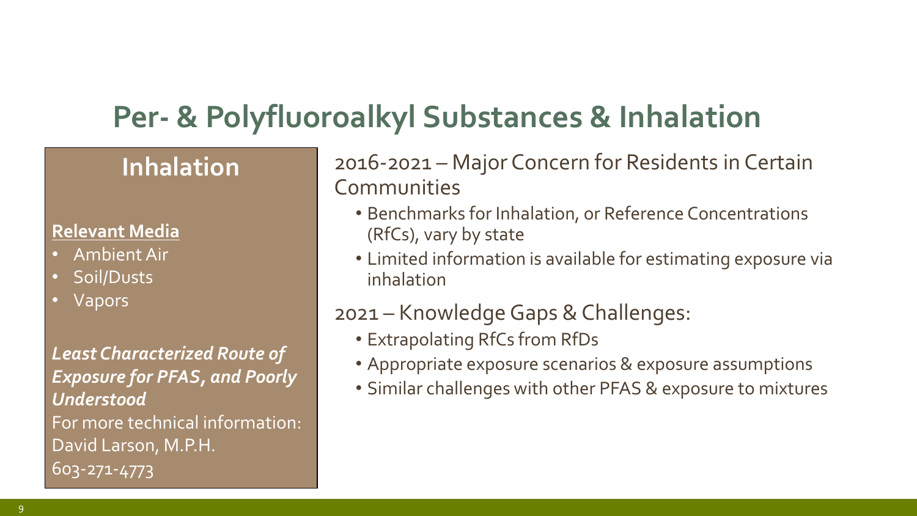# Per- & Polyfluoroalkyl Substances & Inhalation

## Inhalation

**Relevant Media**

- Ambient Air
- Soil/Dusts
- Vapors

***Least Characterized Route of Exposure for PFAS, and Poorly Understood***

For more technical information:
David Larson, M.P.H.
603-271-4773

2016-2021 – Major Concern for Residents in Certain Communities

- Benchmarks for Inhalation, or Reference Concentrations (RfCs), vary by state
- Limited information is available for estimating exposure via inhalation

2021 – Knowledge Gaps & Challenges:

- Extrapolating RfCs from RfDs
- Appropriate exposure scenarios & exposure assumptions
- Similar challenges with other PFAS & exposure to mixtures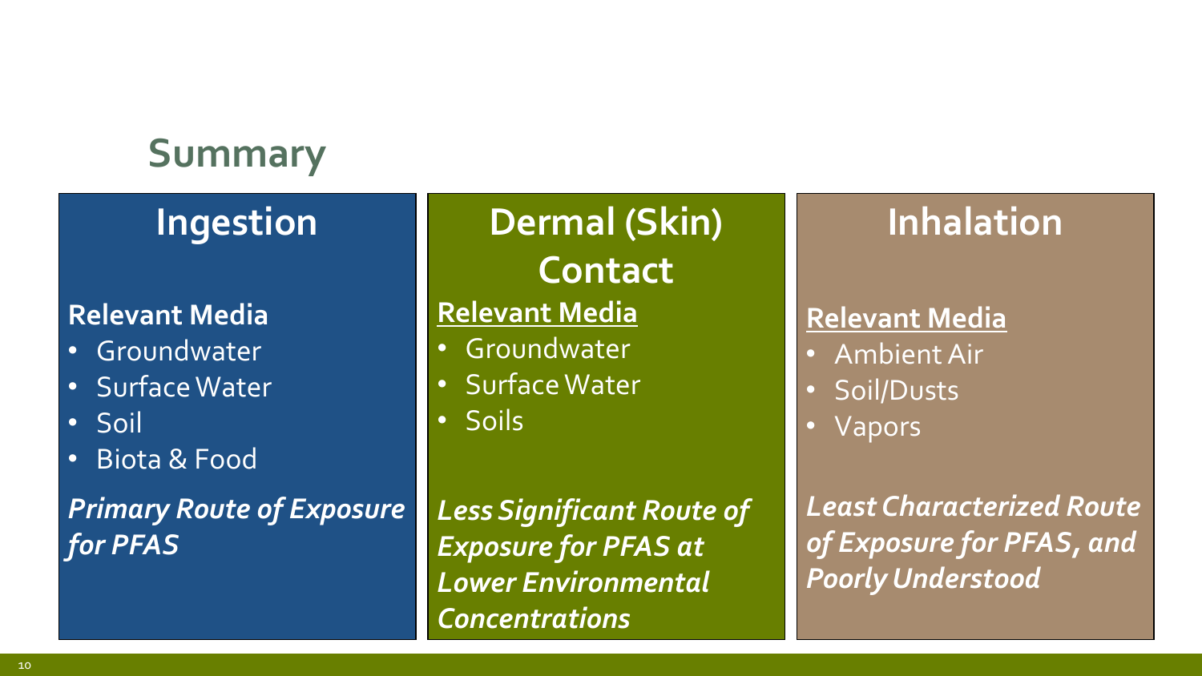# Summary

## Ingestion

**Relevant Media**

- Groundwater
- Surface Water
- Soil
- Biota & Food

***Primary Route of Exposure for PFAS***

## Dermal (Skin) Contact

**Relevant Media**

- Groundwater
- Surface Water
- Soils

***Less Significant Route of Exposure for PFAS at Lower Environmental Concentrations***

## Inhalation

**Relevant Media**

- Ambient Air
- Soil/Dusts
- Vapors

***Least Characterized Route of Exposure for PFAS, and Poorly Understood***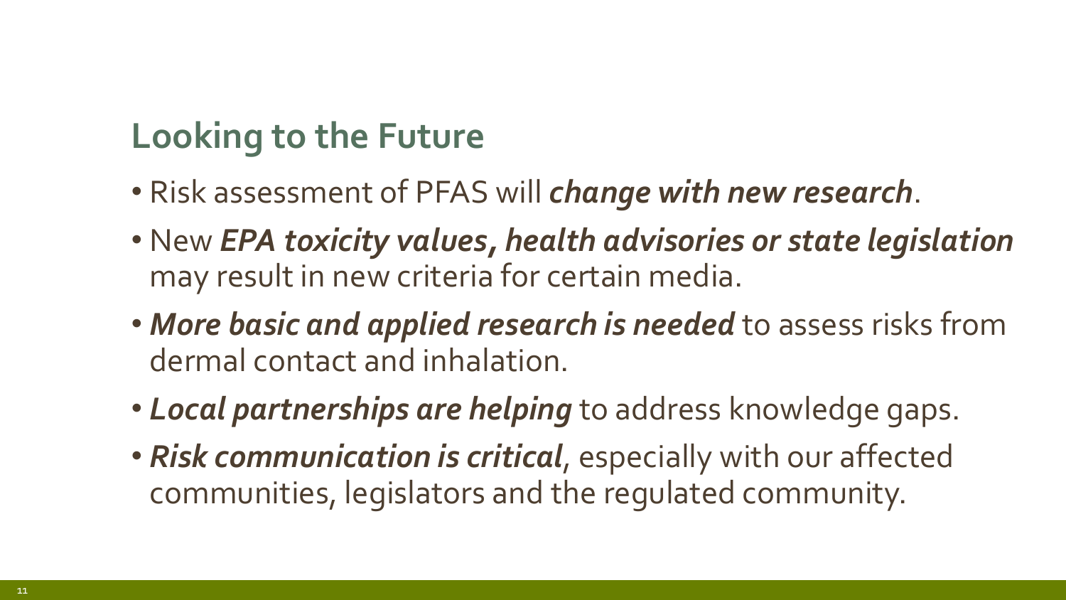## Looking to the Future

- Risk assessment of PFAS will ***change with new research***.
- New ***EPA toxicity values, health advisories or state legislation*** may result in new criteria for certain media.
- ***More basic and applied research is needed*** to assess risks from dermal contact and inhalation.
- ***Local partnerships are helping*** to address knowledge gaps.
- ***Risk communication is critical***, especially with our affected communities, legislators and the regulated community.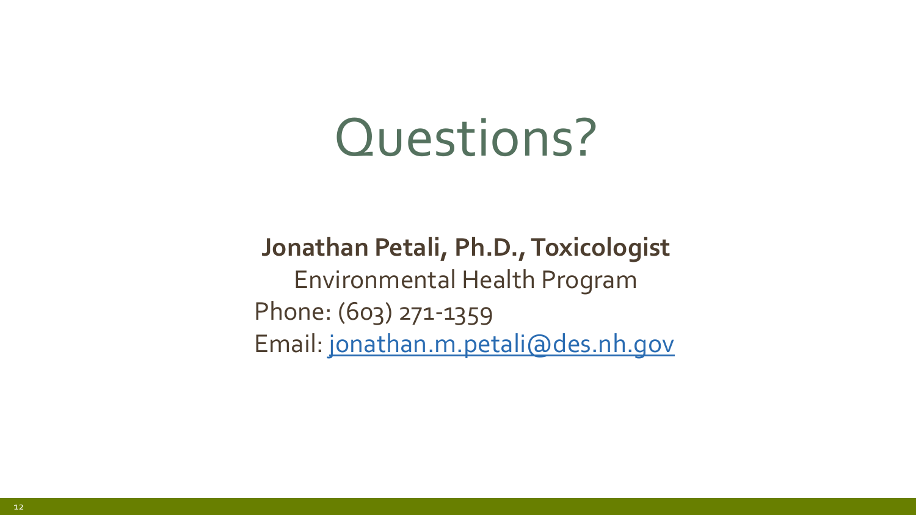# Questions?

**Jonathan Petali, Ph.D., Toxicologist**

Environmental Health Program

Phone: (603) 271-1359

Email: jonathan.m.petali@des.nh.gov